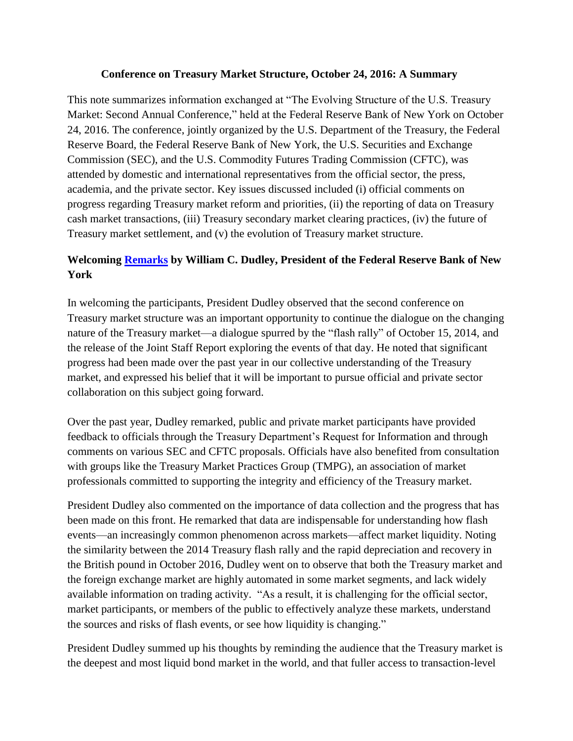**Conference on Treasury Market Structure, October 24, 2016: A Summary**

This note summarizes information exchanged at "The Evolving Structure of the U.S. Treasury Market: Second Annual Conference," held at the Federal Reserve Bank of New York on October 24, 2016. The conference, jointly organized by the U.S. Department of the Treasury, the Federal Reserve Board, the Federal Reserve Bank of New York, the U.S. Securities and Exchange Commission (SEC), and the U.S. Commodity Futures Trading Commission (CFTC), was attended by domestic and international representatives from the official sector, the press, academia, and the private sector. Key issues discussed included (i) official comments on progress regarding Treasury market reform and priorities, (ii) the reporting of data on Treasury cash market transactions, (iii) Treasury secondary market clearing practices, (iv) the future of Treasury market settlement, and (v) the evolution of Treasury market structure.

## Welcoming Remarks by William C. Dudley, President of the Federal Reserve Bank of New York

In welcoming the participants, President Dudley observed that the second conference on Treasury market structure was an important opportunity to continue the dialogue on the changing nature of the Treasury market—a dialogue spurred by the "flash rally" of October 15, 2014, and the release of the Joint Staff Report exploring the events of that day. He noted that significant progress had been made over the past year in our collective understanding of the Treasury market, and expressed his belief that it will be important to pursue official and private sector collaboration on this subject going forward.

Over the past year, Dudley remarked, public and private market participants have provided feedback to officials through the Treasury Department's Request for Information and through comments on various SEC and CFTC proposals. Officials have also benefited from consultation with groups like the Treasury Market Practices Group (TMPG), an association of market professionals committed to supporting the integrity and efficiency of the Treasury market.

President Dudley also commented on the importance of data collection and the progress that has been made on this front. He remarked that data are indispensable for understanding how flash events—an increasingly common phenomenon across markets—affect market liquidity. Noting the similarity between the 2014 Treasury flash rally and the rapid depreciation and recovery in the British pound in October 2016, Dudley went on to observe that both the Treasury market and the foreign exchange market are highly automated in some market segments, and lack widely available information on trading activity. "As a result, it is challenging for the official sector, market participants, or members of the public to effectively analyze these markets, understand the sources and risks of flash events, or see how liquidity is changing."

President Dudley summed up his thoughts by reminding the audience that the Treasury market is the deepest and most liquid bond market in the world, and that fuller access to transaction-level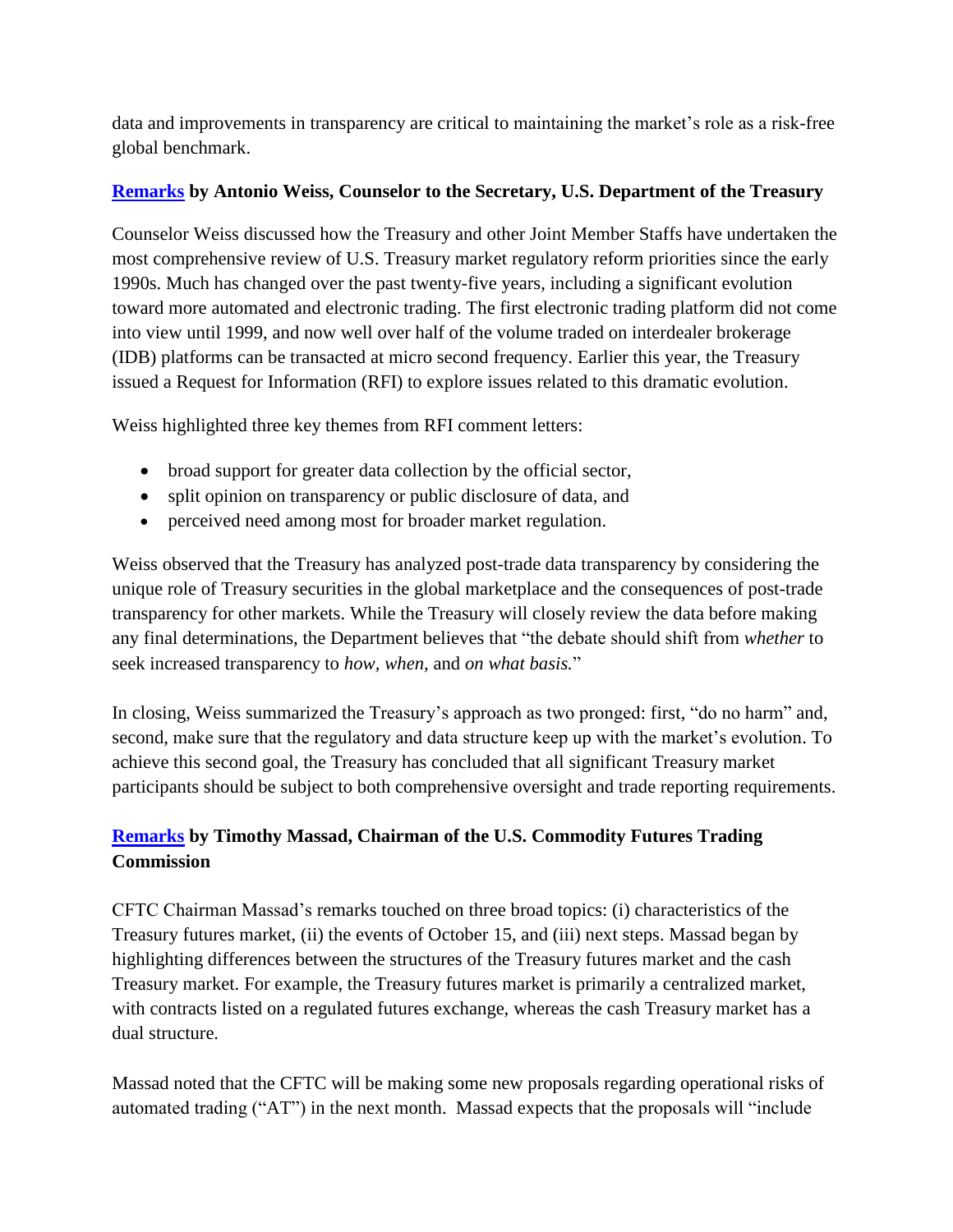data and improvements in transparency are critical to maintaining the market's role as a risk-free global benchmark.

### **[Remarks](#) by Antonio Weiss, Counselor to the Secretary, U.S. Department of the Treasury**

Counselor Weiss discussed how the Treasury and other Joint Member Staffs have undertaken the most comprehensive review of U.S. Treasury market regulatory reform priorities since the early 1990s. Much has changed over the past twenty-five years, including a significant evolution toward more automated and electronic trading. The first electronic trading platform did not come into view until 1999, and now well over half of the volume traded on interdealer brokerage (IDB) platforms can be transacted at micro second frequency. Earlier this year, the Treasury issued a Request for Information (RFI) to explore issues related to this dramatic evolution.

Weiss highlighted three key themes from RFI comment letters:

- broad support for greater data collection by the official sector,
- split opinion on transparency or public disclosure of data, and
- perceived need among most for broader market regulation.

Weiss observed that the Treasury has analyzed post-trade data transparency by considering the unique role of Treasury securities in the global marketplace and the consequences of post-trade transparency for other markets. While the Treasury will closely review the data before making any final determinations, the Department believes that "the debate should shift from *whether* to seek increased transparency to *how*, *when*, and *on what basis.*"

In closing, Weiss summarized the Treasury's approach as two pronged: first, "do no harm" and, second, make sure that the regulatory and data structure keep up with the market's evolution. To achieve this second goal, the Treasury has concluded that all significant Treasury market participants should be subject to both comprehensive oversight and trade reporting requirements.

### **[Remarks](#) by Timothy Massad, Chairman of the U.S. Commodity Futures Trading Commission**

CFTC Chairman Massad's remarks touched on three broad topics: (i) characteristics of the Treasury futures market, (ii) the events of October 15, and (iii) next steps. Massad began by highlighting differences between the structures of the Treasury futures market and the cash Treasury market. For example, the Treasury futures market is primarily a centralized market, with contracts listed on a regulated futures exchange, whereas the cash Treasury market has a dual structure.

Massad noted that the CFTC will be making some new proposals regarding operational risks of automated trading ("AT") in the next month. Massad expects that the proposals will "include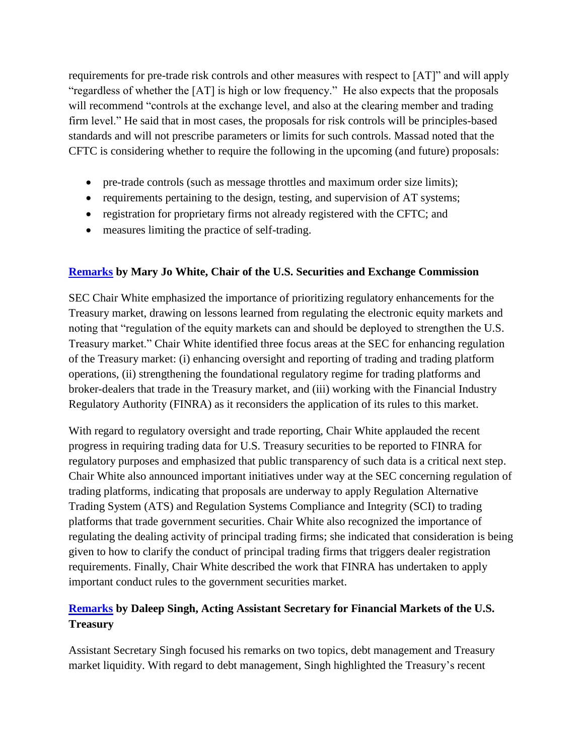requirements for pre-trade risk controls and other measures with respect to [AT]" and will apply "regardless of whether the [AT] is high or low frequency." He also expects that the proposals will recommend "controls at the exchange level, and also at the clearing member and trading firm level." He said that in most cases, the proposals for risk controls will be principles-based standards and will not prescribe parameters or limits for such controls. Massad noted that the CFTC is considering whether to require the following in the upcoming (and future) proposals:

- pre-trade controls (such as message throttles and maximum order size limits);
- requirements pertaining to the design, testing, and supervision of AT systems;
- registration for proprietary firms not already registered with the CFTC; and
- measures limiting the practice of self-trading.

### Remarks by Mary Jo White, Chair of the U.S. Securities and Exchange Commission

SEC Chair White emphasized the importance of prioritizing regulatory enhancements for the Treasury market, drawing on lessons learned from regulating the electronic equity markets and noting that "regulation of the equity markets can and should be deployed to strengthen the U.S. Treasury market." Chair White identified three focus areas at the SEC for enhancing regulation of the Treasury market: (i) enhancing oversight and reporting of trading and trading platform operations, (ii) strengthening the foundational regulatory regime for trading platforms and broker-dealers that trade in the Treasury market, and (iii) working with the Financial Industry Regulatory Authority (FINRA) as it reconsiders the application of its rules to this market.

With regard to regulatory oversight and trade reporting, Chair White applauded the recent progress in requiring trading data for U.S. Treasury securities to be reported to FINRA for regulatory purposes and emphasized that public transparency of such data is a critical next step. Chair White also announced important initiatives under way at the SEC concerning regulation of trading platforms, indicating that proposals are underway to apply Regulation Alternative Trading System (ATS) and Regulation Systems Compliance and Integrity (SCI) to trading platforms that trade government securities. Chair White also recognized the importance of regulating the dealing activity of principal trading firms; she indicated that consideration is being given to how to clarify the conduct of principal trading firms that triggers dealer registration requirements. Finally, Chair White described the work that FINRA has undertaken to apply important conduct rules to the government securities market.

### Remarks by Daleep Singh, Acting Assistant Secretary for Financial Markets of the U.S. Treasury

Assistant Secretary Singh focused his remarks on two topics, debt management and Treasury market liquidity. With regard to debt management, Singh highlighted the Treasury's recent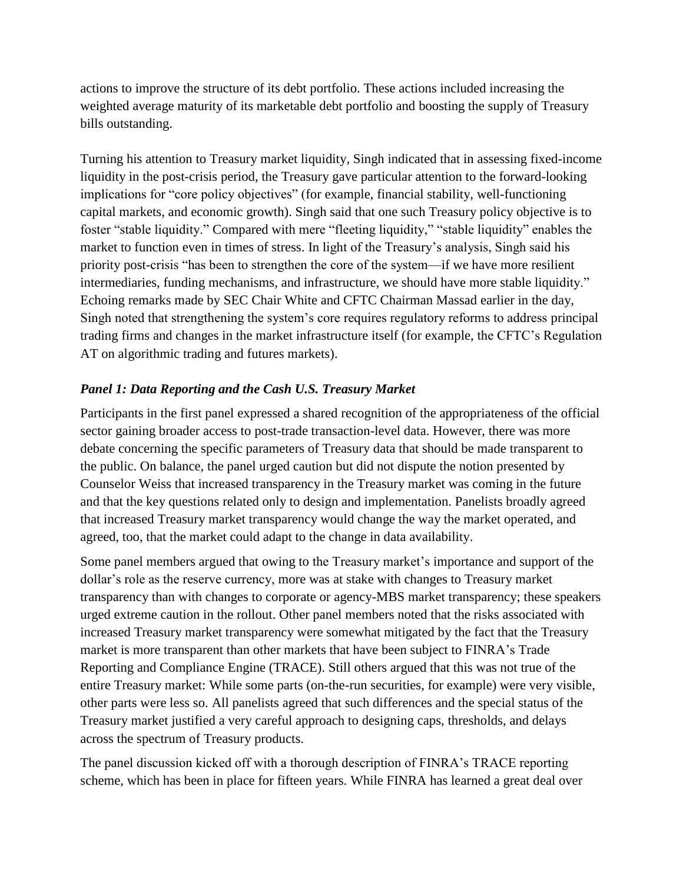actions to improve the structure of its debt portfolio. These actions included increasing the weighted average maturity of its marketable debt portfolio and boosting the supply of Treasury bills outstanding.

Turning his attention to Treasury market liquidity, Singh indicated that in assessing fixed-income liquidity in the post-crisis period, the Treasury gave particular attention to the forward-looking implications for "core policy objectives" (for example, financial stability, well-functioning capital markets, and economic growth). Singh said that one such Treasury policy objective is to foster "stable liquidity." Compared with mere "fleeting liquidity," "stable liquidity" enables the market to function even in times of stress. In light of the Treasury's analysis, Singh said his priority post-crisis "has been to strengthen the core of the system—if we have more resilient intermediaries, funding mechanisms, and infrastructure, we should have more stable liquidity." Echoing remarks made by SEC Chair White and CFTC Chairman Massad earlier in the day, Singh noted that strengthening the system's core requires regulatory reforms to address principal trading firms and changes in the market infrastructure itself (for example, the CFTC's Regulation AT on algorithmic trading and futures markets).

### *Panel 1: Data Reporting and the Cash U.S. Treasury Market*

Participants in the first panel expressed a shared recognition of the appropriateness of the official sector gaining broader access to post-trade transaction-level data. However, there was more debate concerning the specific parameters of Treasury data that should be made transparent to the public. On balance, the panel urged caution but did not dispute the notion presented by Counselor Weiss that increased transparency in the Treasury market was coming in the future and that the key questions related only to design and implementation. Panelists broadly agreed that increased Treasury market transparency would change the way the market operated, and agreed, too, that the market could adapt to the change in data availability.

Some panel members argued that owing to the Treasury market's importance and support of the dollar's role as the reserve currency, more was at stake with changes to Treasury market transparency than with changes to corporate or agency-MBS market transparency; these speakers urged extreme caution in the rollout. Other panel members noted that the risks associated with increased Treasury market transparency were somewhat mitigated by the fact that the Treasury market is more transparent than other markets that have been subject to FINRA's Trade Reporting and Compliance Engine (TRACE). Still others argued that this was not true of the entire Treasury market: While some parts (on-the-run securities, for example) were very visible, other parts were less so. All panelists agreed that such differences and the special status of the Treasury market justified a very careful approach to designing caps, thresholds, and delays across the spectrum of Treasury products.

The panel discussion kicked off with a thorough description of FINRA's TRACE reporting scheme, which has been in place for fifteen years. While FINRA has learned a great deal over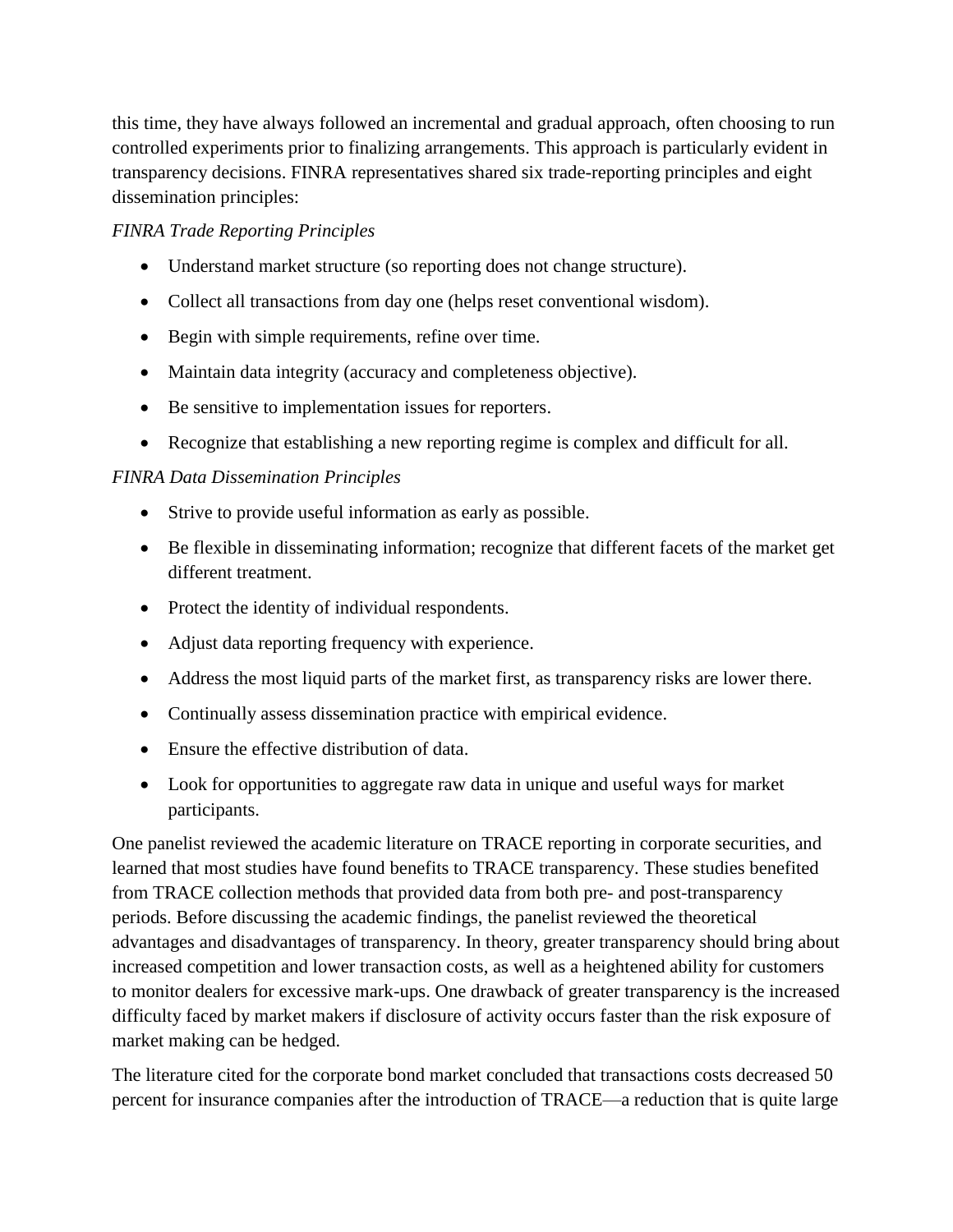this time, they have always followed an incremental and gradual approach, often choosing to run controlled experiments prior to finalizing arrangements. This approach is particularly evident in transparency decisions. FINRA representatives shared six trade-reporting principles and eight dissemination principles:

*FINRA Trade Reporting Principles*

- Understand market structure (so reporting does not change structure).
- Collect all transactions from day one (helps reset conventional wisdom).
- Begin with simple requirements, refine over time.
- Maintain data integrity (accuracy and completeness objective).
- Be sensitive to implementation issues for reporters.
- Recognize that establishing a new reporting regime is complex and difficult for all.

*FINRA Data Dissemination Principles*

- Strive to provide useful information as early as possible.
- Be flexible in disseminating information; recognize that different facets of the market get different treatment.
- Protect the identity of individual respondents.
- Adjust data reporting frequency with experience.
- Address the most liquid parts of the market first, as transparency risks are lower there.
- Continually assess dissemination practice with empirical evidence.
- Ensure the effective distribution of data.
- Look for opportunities to aggregate raw data in unique and useful ways for market participants.

One panelist reviewed the academic literature on TRACE reporting in corporate securities, and learned that most studies have found benefits to TRACE transparency. These studies benefited from TRACE collection methods that provided data from both pre- and post-transparency periods. Before discussing the academic findings, the panelist reviewed the theoretical advantages and disadvantages of transparency. In theory, greater transparency should bring about increased competition and lower transaction costs, as well as a heightened ability for customers to monitor dealers for excessive mark-ups. One drawback of greater transparency is the increased difficulty faced by market makers if disclosure of activity occurs faster than the risk exposure of market making can be hedged.

The literature cited for the corporate bond market concluded that transactions costs decreased 50 percent for insurance companies after the introduction of TRACE—a reduction that is quite large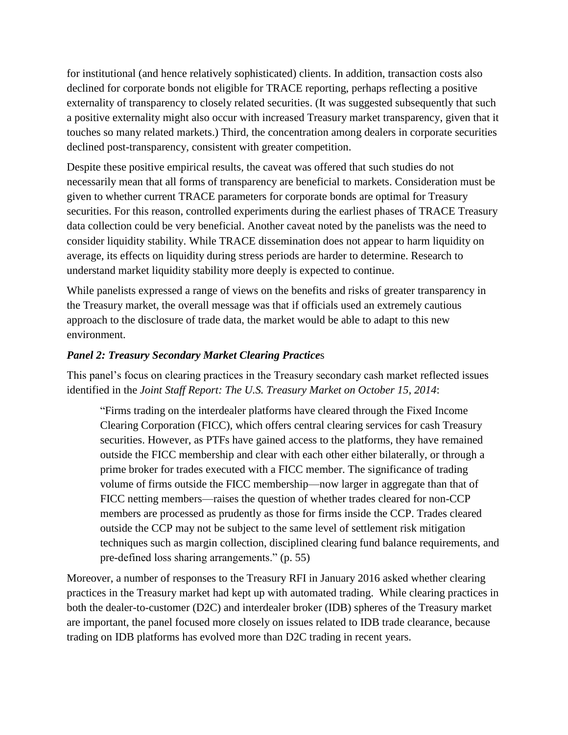for institutional (and hence relatively sophisticated) clients. In addition, transaction costs also declined for corporate bonds not eligible for TRACE reporting, perhaps reflecting a positive externality of transparency to closely related securities. (It was suggested subsequently that such a positive externality might also occur with increased Treasury market transparency, given that it touches so many related markets.) Third, the concentration among dealers in corporate securities declined post-transparency, consistent with greater competition.

Despite these positive empirical results, the caveat was offered that such studies do not necessarily mean that all forms of transparency are beneficial to markets. Consideration must be given to whether current TRACE parameters for corporate bonds are optimal for Treasury securities. For this reason, controlled experiments during the earliest phases of TRACE Treasury data collection could be very beneficial. Another caveat noted by the panelists was the need to consider liquidity stability. While TRACE dissemination does not appear to harm liquidity on average, its effects on liquidity during stress periods are harder to determine. Research to understand market liquidity stability more deeply is expected to continue.

While panelists expressed a range of views on the benefits and risks of greater transparency in the Treasury market, the overall message was that if officials used an extremely cautious approach to the disclosure of trade data, the market would be able to adapt to this new environment.

### *Panel 2: Treasury Secondary Market Clearing Practices*

This panel's focus on clearing practices in the Treasury secondary cash market reflected issues identified in the *Joint Staff Report: The U.S. Treasury Market on October 15, 2014*:

> "Firms trading on the interdealer platforms have cleared through the Fixed Income Clearing Corporation (FICC), which offers central clearing services for cash Treasury securities. However, as PTFs have gained access to the platforms, they have remained outside the FICC membership and clear with each other either bilaterally, or through a prime broker for trades executed with a FICC member. The significance of trading volume of firms outside the FICC membership—now larger in aggregate than that of FICC netting members—raises the question of whether trades cleared for non-CCP members are processed as prudently as those for firms inside the CCP. Trades cleared outside the CCP may not be subject to the same level of settlement risk mitigation techniques such as margin collection, disciplined clearing fund balance requirements, and pre-defined loss sharing arrangements." (p. 55)

Moreover, a number of responses to the Treasury RFI in January 2016 asked whether clearing practices in the Treasury market had kept up with automated trading. While clearing practices in both the dealer-to-customer (D2C) and interdealer broker (IDB) spheres of the Treasury market are important, the panel focused more closely on issues related to IDB trade clearance, because trading on IDB platforms has evolved more than D2C trading in recent years.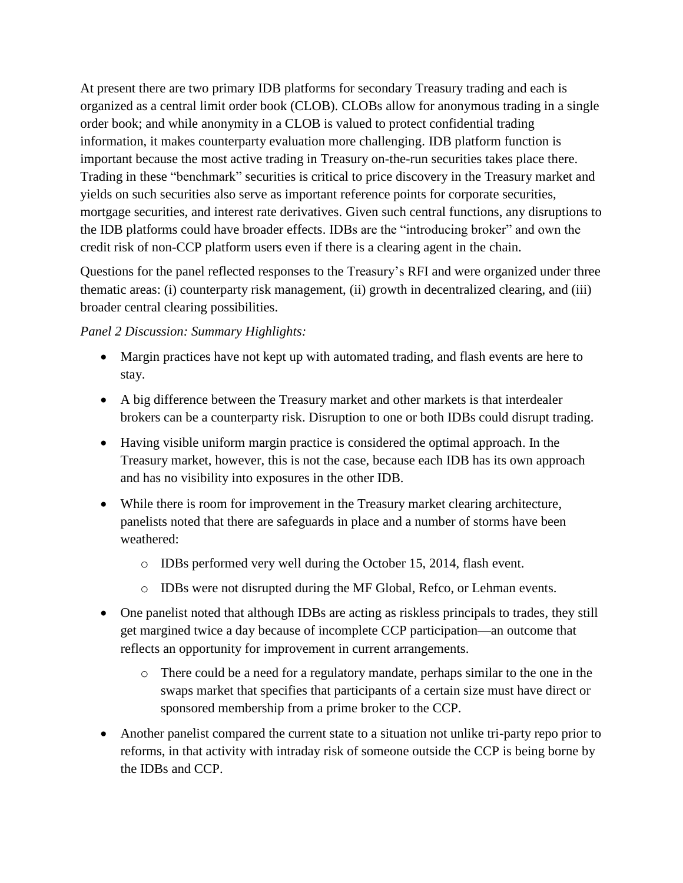At present there are two primary IDB platforms for secondary Treasury trading and each is organized as a central limit order book (CLOB). CLOBs allow for anonymous trading in a single order book; and while anonymity in a CLOB is valued to protect confidential trading information, it makes counterparty evaluation more challenging. IDB platform function is important because the most active trading in Treasury on-the-run securities takes place there. Trading in these "benchmark" securities is critical to price discovery in the Treasury market and yields on such securities also serve as important reference points for corporate securities, mortgage securities, and interest rate derivatives. Given such central functions, any disruptions to the IDB platforms could have broader effects. IDBs are the "introducing broker" and own the credit risk of non-CCP platform users even if there is a clearing agent in the chain.

Questions for the panel reflected responses to the Treasury's RFI and were organized under three thematic areas: (i) counterparty risk management, (ii) growth in decentralized clearing, and (iii) broader central clearing possibilities.

*Panel 2 Discussion: Summary Highlights:*

- Margin practices have not kept up with automated trading, and flash events are here to stay.
- A big difference between the Treasury market and other markets is that interdealer brokers can be a counterparty risk. Disruption to one or both IDBs could disrupt trading.
- Having visible uniform margin practice is considered the optimal approach. In the Treasury market, however, this is not the case, because each IDB has its own approach and has no visibility into exposures in the other IDB.
- While there is room for improvement in the Treasury market clearing architecture, panelists noted that there are safeguards in place and a number of storms have been weathered:
  - IDBs performed very well during the October 15, 2014, flash event.
  - IDBs were not disrupted during the MF Global, Refco, or Lehman events.
- One panelist noted that although IDBs are acting as riskless principals to trades, they still get margined twice a day because of incomplete CCP participation—an outcome that reflects an opportunity for improvement in current arrangements.
  - There could be a need for a regulatory mandate, perhaps similar to the one in the swaps market that specifies that participants of a certain size must have direct or sponsored membership from a prime broker to the CCP.
- Another panelist compared the current state to a situation not unlike tri-party repo prior to reforms, in that activity with intraday risk of someone outside the CCP is being borne by the IDBs and CCP.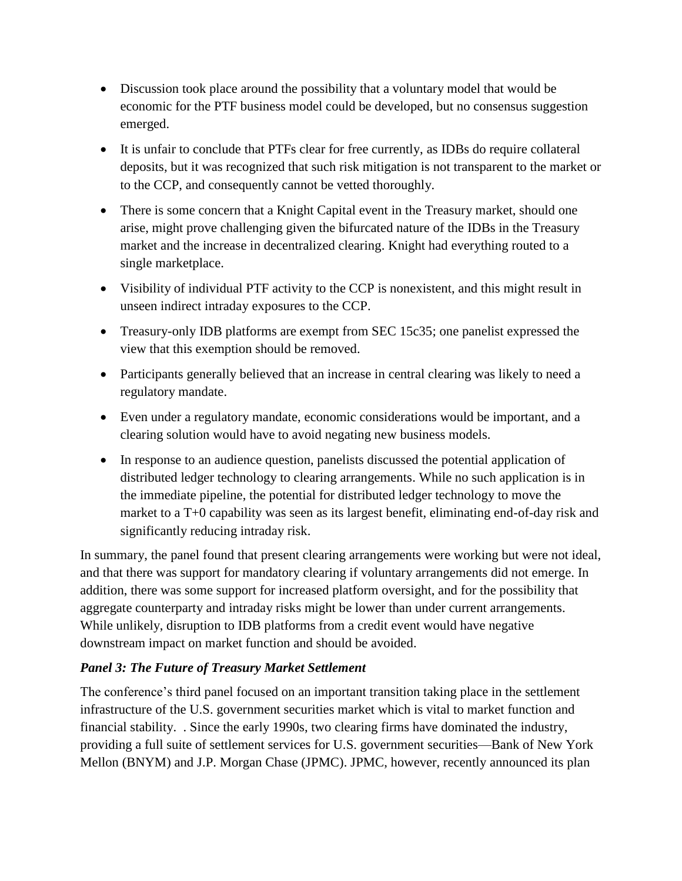- Discussion took place around the possibility that a voluntary model that would be economic for the PTF business model could be developed, but no consensus suggestion emerged.
- It is unfair to conclude that PTFs clear for free currently, as IDBs do require collateral deposits, but it was recognized that such risk mitigation is not transparent to the market or to the CCP, and consequently cannot be vetted thoroughly.
- There is some concern that a Knight Capital event in the Treasury market, should one arise, might prove challenging given the bifurcated nature of the IDBs in the Treasury market and the increase in decentralized clearing. Knight had everything routed to a single marketplace.
- Visibility of individual PTF activity to the CCP is nonexistent, and this might result in unseen indirect intraday exposures to the CCP.
- Treasury-only IDB platforms are exempt from SEC 15c35; one panelist expressed the view that this exemption should be removed.
- Participants generally believed that an increase in central clearing was likely to need a regulatory mandate.
- Even under a regulatory mandate, economic considerations would be important, and a clearing solution would have to avoid negating new business models.
- In response to an audience question, panelists discussed the potential application of distributed ledger technology to clearing arrangements. While no such application is in the immediate pipeline, the potential for distributed ledger technology to move the market to a T+0 capability was seen as its largest benefit, eliminating end-of-day risk and significantly reducing intraday risk.

In summary, the panel found that present clearing arrangements were working but were not ideal, and that there was support for mandatory clearing if voluntary arrangements did not emerge. In addition, there was some support for increased platform oversight, and for the possibility that aggregate counterparty and intraday risks might be lower than under current arrangements. While unlikely, disruption to IDB platforms from a credit event would have negative downstream impact on market function and should be avoided.

### *Panel 3: The Future of Treasury Market Settlement*

The conference's third panel focused on an important transition taking place in the settlement infrastructure of the U.S. government securities market which is vital to market function and financial stability. . Since the early 1990s, two clearing firms have dominated the industry, providing a full suite of settlement services for U.S. government securities—Bank of New York Mellon (BNYM) and J.P. Morgan Chase (JPMC). JPMC, however, recently announced its plan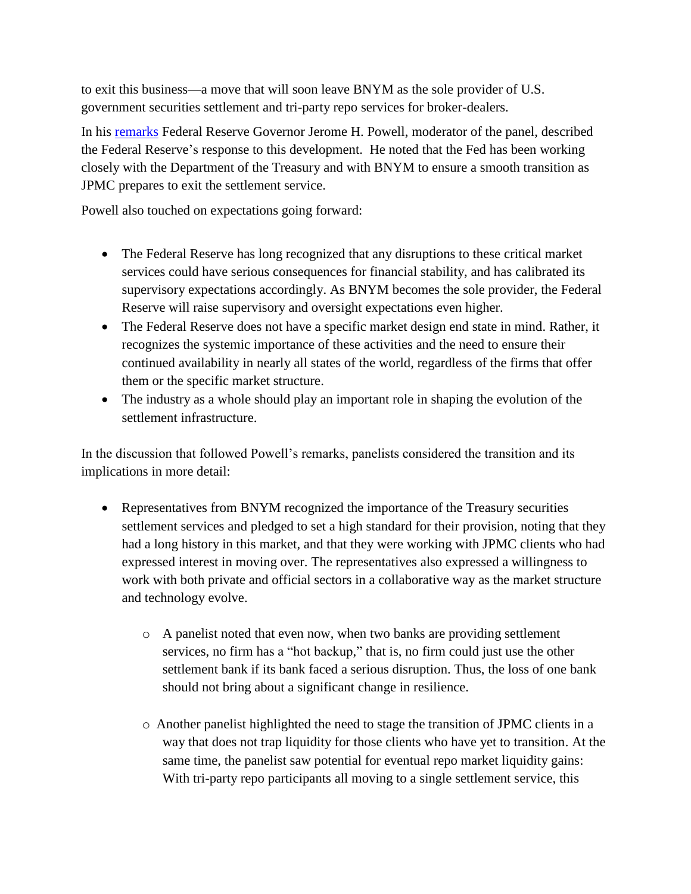to exit this business—a move that will soon leave BNYM as the sole provider of U.S. government securities settlement and tri-party repo services for broker-dealers.

In his [remarks](remarks) Federal Reserve Governor Jerome H. Powell, moderator of the panel, described the Federal Reserve's response to this development. He noted that the Fed has been working closely with the Department of the Treasury and with BNYM to ensure a smooth transition as JPMC prepares to exit the settlement service.

Powell also touched on expectations going forward:

- The Federal Reserve has long recognized that any disruptions to these critical market services could have serious consequences for financial stability, and has calibrated its supervisory expectations accordingly. As BNYM becomes the sole provider, the Federal Reserve will raise supervisory and oversight expectations even higher.
- The Federal Reserve does not have a specific market design end state in mind. Rather, it recognizes the systemic importance of these activities and the need to ensure their continued availability in nearly all states of the world, regardless of the firms that offer them or the specific market structure.
- The industry as a whole should play an important role in shaping the evolution of the settlement infrastructure.

In the discussion that followed Powell's remarks, panelists considered the transition and its implications in more detail:

- Representatives from BNYM recognized the importance of the Treasury securities settlement services and pledged to set a high standard for their provision, noting that they had a long history in this market, and that they were working with JPMC clients who had expressed interest in moving over. The representatives also expressed a willingness to work with both private and official sectors in a collaborative way as the market structure and technology evolve.
    - A panelist noted that even now, when two banks are providing settlement services, no firm has a "hot backup," that is, no firm could just use the other settlement bank if its bank faced a serious disruption. Thus, the loss of one bank should not bring about a significant change in resilience.
    - Another panelist highlighted the need to stage the transition of JPMC clients in a way that does not trap liquidity for those clients who have yet to transition. At the same time, the panelist saw potential for eventual repo market liquidity gains: With tri-party repo participants all moving to a single settlement service, this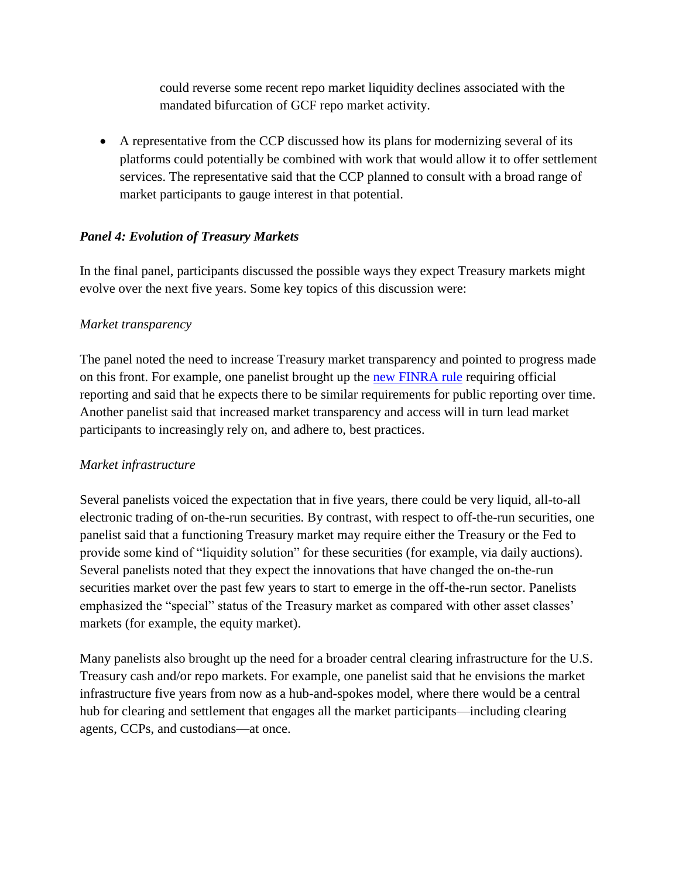could reverse some recent repo market liquidity declines associated with the mandated bifurcation of GCF repo market activity.

- A representative from the CCP discussed how its plans for modernizing several of its platforms could potentially be combined with work that would allow it to offer settlement services. The representative said that the CCP planned to consult with a broad range of market participants to gauge interest in that potential.

### *Panel 4: Evolution of Treasury Markets*

In the final panel, participants discussed the possible ways they expect Treasury markets might evolve over the next five years. Some key topics of this discussion were:

*Market transparency*

The panel noted the need to increase Treasury market transparency and pointed to progress made on this front. For example, one panelist brought up the new FINRA rule requiring official reporting and said that he expects there to be similar requirements for public reporting over time. Another panelist said that increased market transparency and access will in turn lead market participants to increasingly rely on, and adhere to, best practices.

*Market infrastructure*

Several panelists voiced the expectation that in five years, there could be very liquid, all-to-all electronic trading of on-the-run securities. By contrast, with respect to off-the-run securities, one panelist said that a functioning Treasury market may require either the Treasury or the Fed to provide some kind of "liquidity solution" for these securities (for example, via daily auctions). Several panelists noted that they expect the innovations that have changed the on-the-run securities market over the past few years to start to emerge in the off-the-run sector. Panelists emphasized the "special" status of the Treasury market as compared with other asset classes' markets (for example, the equity market).

Many panelists also brought up the need for a broader central clearing infrastructure for the U.S. Treasury cash and/or repo markets. For example, one panelist said that he envisions the market infrastructure five years from now as a hub-and-spokes model, where there would be a central hub for clearing and settlement that engages all the market participants—including clearing agents, CCPs, and custodians—at once.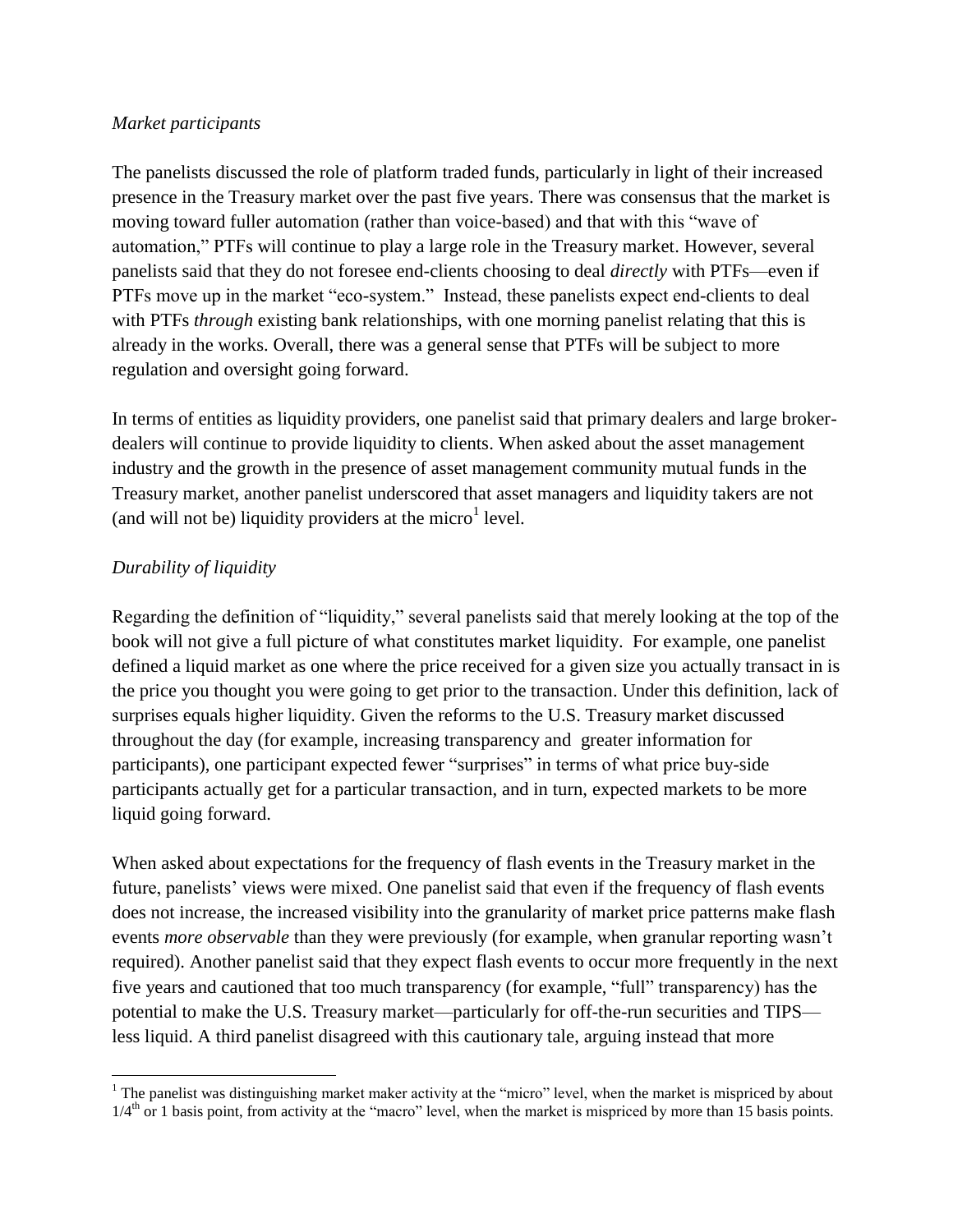*Market participants*

The panelists discussed the role of platform traded funds, particularly in light of their increased presence in the Treasury market over the past five years. There was consensus that the market is moving toward fuller automation (rather than voice-based) and that with this "wave of automation," PTFs will continue to play a large role in the Treasury market. However, several panelists said that they do not foresee end-clients choosing to deal *directly* with PTFs—even if PTFs move up in the market "eco-system." Instead, these panelists expect end-clients to deal with PTFs *through* existing bank relationships, with one morning panelist relating that this is already in the works. Overall, there was a general sense that PTFs will be subject to more regulation and oversight going forward.

In terms of entities as liquidity providers, one panelist said that primary dealers and large broker-dealers will continue to provide liquidity to clients. When asked about the asset management industry and the growth in the presence of asset management community mutual funds in the Treasury market, another panelist underscored that asset managers and liquidity takers are not (and will not be) liquidity providers at the micro[1] level.

*Durability of liquidity*

Regarding the definition of "liquidity," several panelists said that merely looking at the top of the book will not give a full picture of what constitutes market liquidity. For example, one panelist defined a liquid market as one where the price received for a given size you actually transact in is the price you thought you were going to get prior to the transaction. Under this definition, lack of surprises equals higher liquidity. Given the reforms to the U.S. Treasury market discussed throughout the day (for example, increasing transparency and greater information for participants), one participant expected fewer "surprises" in terms of what price buy-side participants actually get for a particular transaction, and in turn, expected markets to be more liquid going forward.

When asked about expectations for the frequency of flash events in the Treasury market in the future, panelists' views were mixed. One panelist said that even if the frequency of flash events does not increase, the increased visibility into the granularity of market price patterns make flash events *more observable* than they were previously (for example, when granular reporting wasn't required). Another panelist said that they expect flash events to occur more frequently in the next five years and cautioned that too much transparency (for example, "full" transparency) has the potential to make the U.S. Treasury market—particularly for off-the-run securities and TIPS—less liquid. A third panelist disagreed with this cautionary tale, arguing instead that more

[1] The panelist was distinguishing market maker activity at the "micro" level, when the market is mispriced by about 1/4th or 1 basis point, from activity at the "macro" level, when the market is mispriced by more than 15 basis points.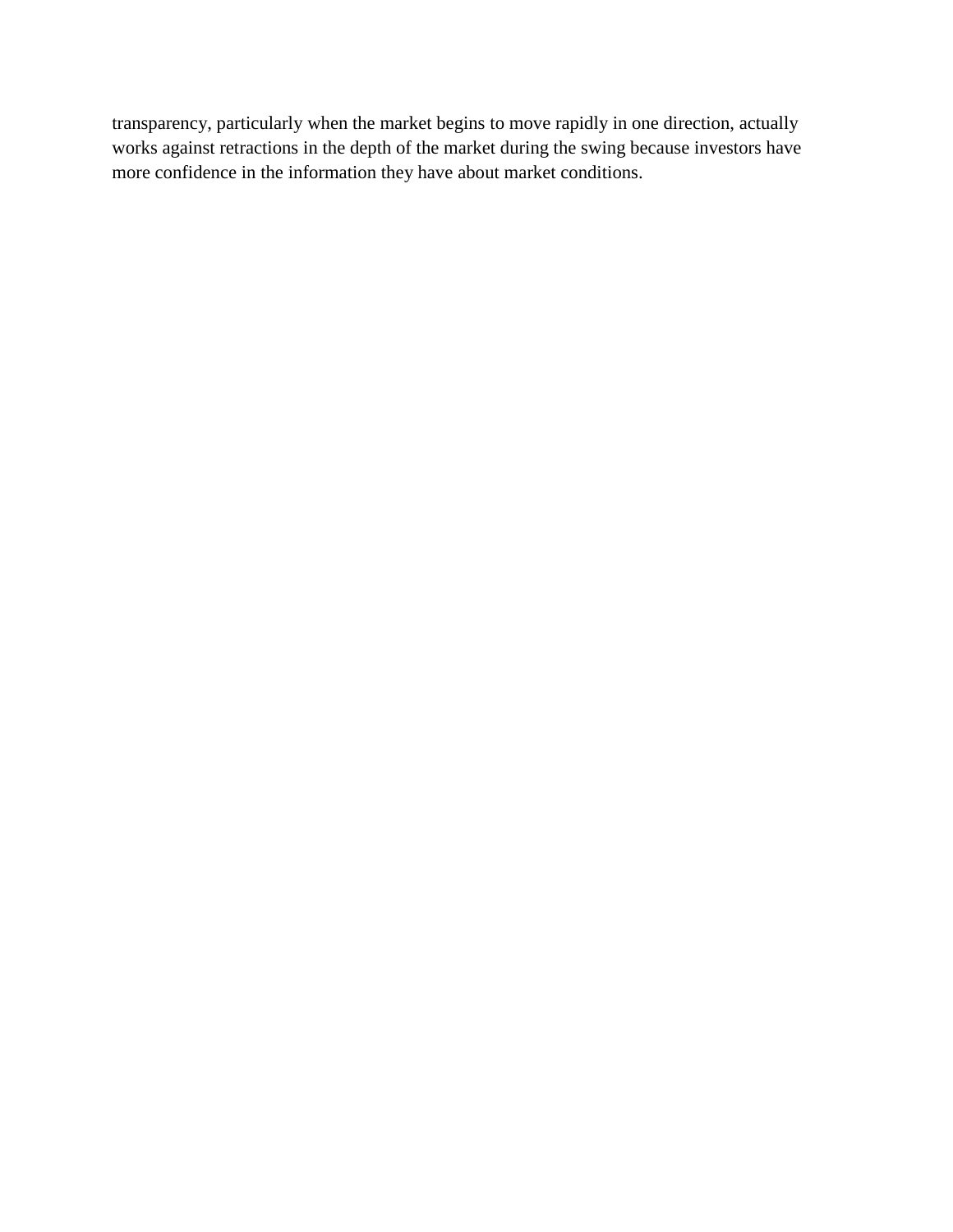transparency, particularly when the market begins to move rapidly in one direction, actually works against retractions in the depth of the market during the swing because investors have more confidence in the information they have about market conditions.